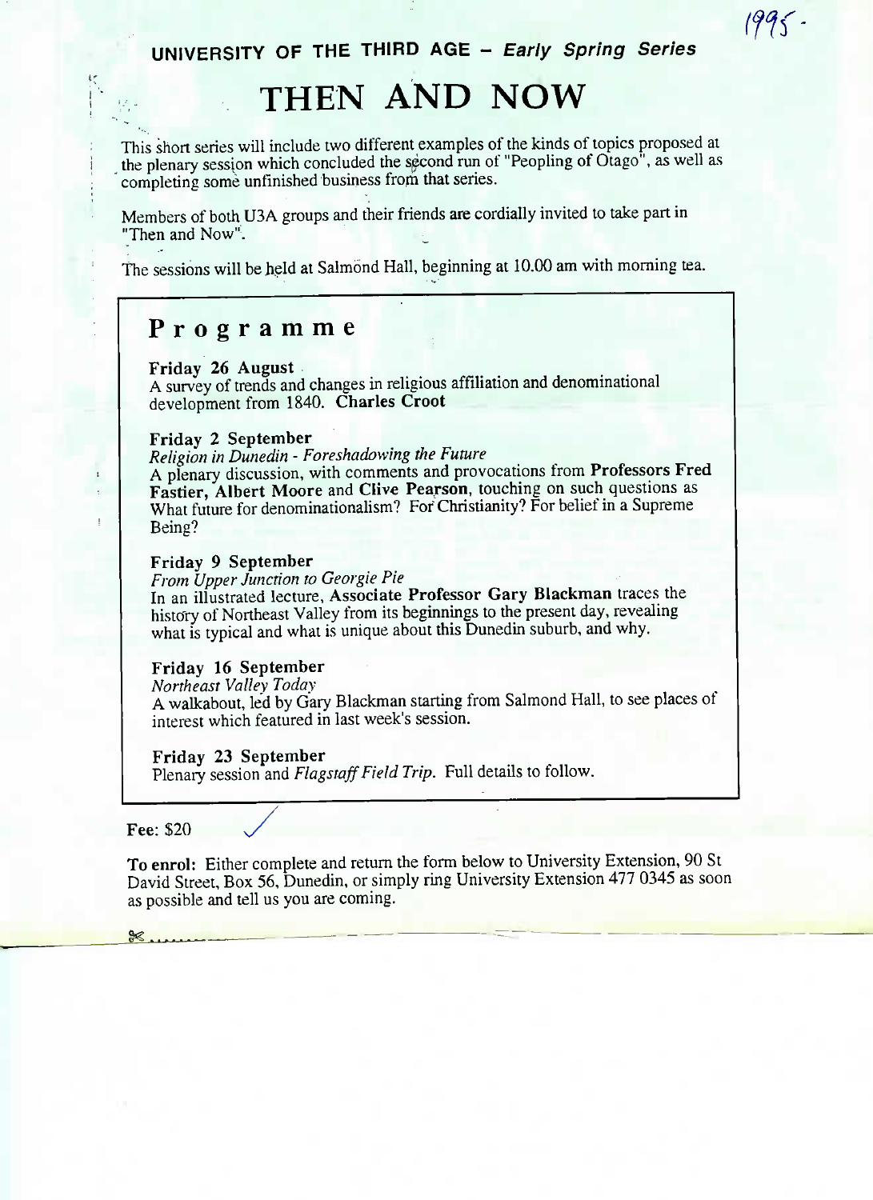1995.

UNIVERSITY OF THE THIRD AGE – *Early Spring Series*

# THEN AND NOW

This short series will include two different examples of the kinds of topics proposed at the plenary session which concluded the second run of "Peopling of Otago", as well as completing some unfinished business from that series.

Members of both U3A groups and their friends are cordially invited to take part in "Then and Now".

The sessions will be held at Salmond Hall, beginning at 10.00 am with morning tea.

## Programme

**Friday 26 August**
A survey of trends and changes in religious affiliation and denominational development from 1840. **Charles Croot**

**Friday 2 September**
*Religion in Dunedin - Foreshadowing the Future*
A plenary discussion, with comments and provocations from **Professors Fred Fastier, Albert Moore** and **Clive Pearson**, touching on such questions as What future for denominationalism? For Christianity? For belief in a Supreme Being?

**Friday 9 September**
*From Upper Junction to Georgie Pie*
In an illustrated lecture, **Associate Professor Gary Blackman** traces the history of Northeast Valley from its beginnings to the present day, revealing what is typical and what is unique about this Dunedin suburb, and why.

**Friday 16 September**
*Northeast Valley Today*
A walkabout, led by Gary Blackman starting from Salmond Hall, to see places of interest which featured in last week's session.

**Friday 23 September**
Plenary session and *Flagstaff Field Trip*. Full details to follow.

**Fee**: $20

**To enrol:** Either complete and return the form below to University Extension, 90 St David Street, Box 56, Dunedin, or simply ring University Extension 477 0345 as soon as possible and tell us you are coming.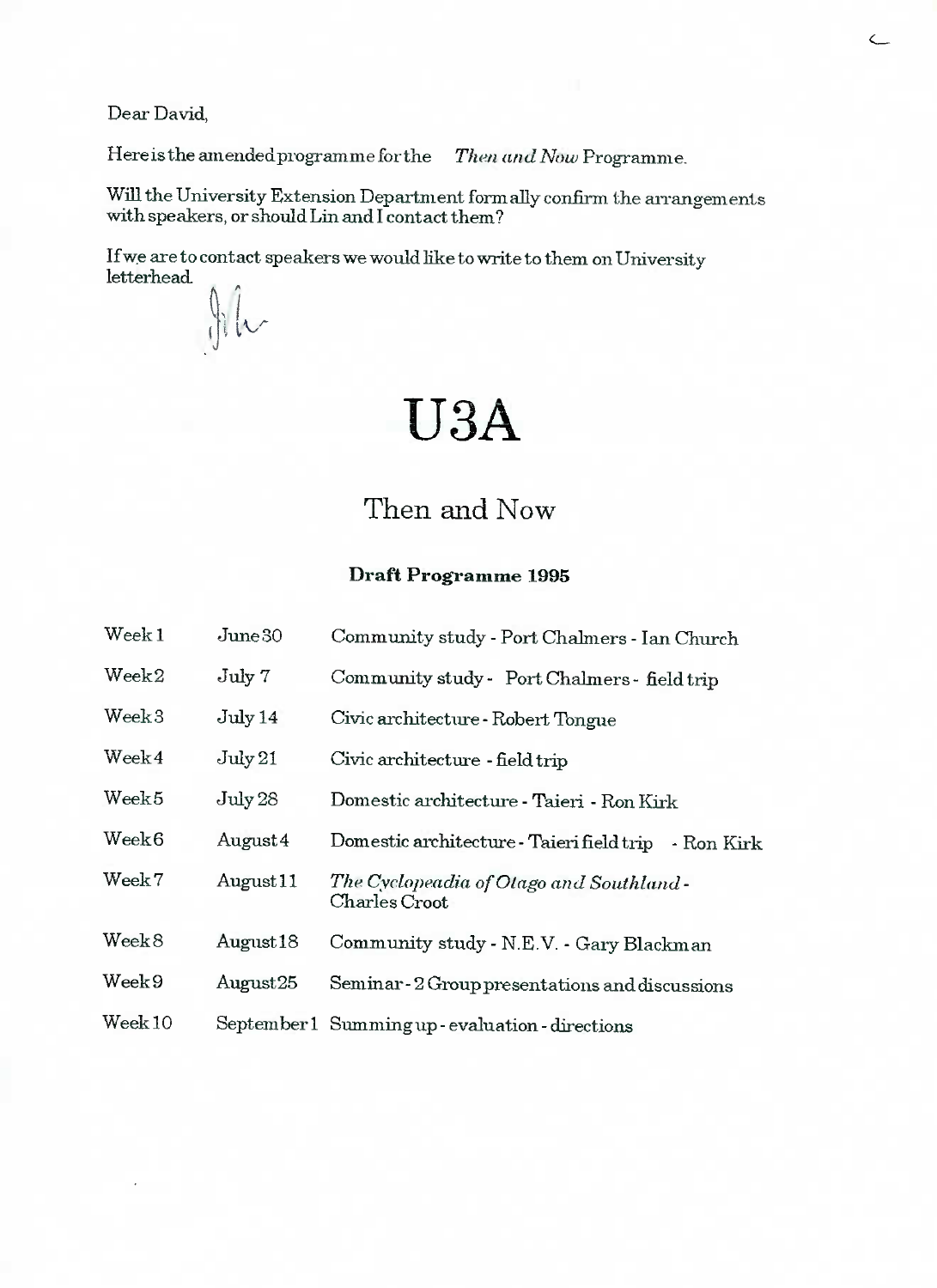Dear David,

Here is the amended programme for the *Then and Now* Programme.

Will the University Extension Department formally confirm the arrangements with speakers, or should Lin and I contact them?

If we are to contact speakers we would like to write to them on University letterhead.

# U3A

## Then and Now

### Draft Programme 1995

| | | |
|---|---|---|
| Week 1 | June 30 | Community study - Port Chalmers - Ian Church |
| Week 2 | July 7 | Community study - Port Chalmers - field trip |
| Week 3 | July 14 | Civic architecture - Robert Tongue |
| Week 4 | July 21 | Civic architecture - field trip |
| Week 5 | July 28 | Domestic architecture - Taieri - Ron Kirk |
| Week 6 | August 4 | Domestic architecture - Taieri field trip - Ron Kirk |
| Week 7 | August 11 | *The Cyclopeadia of Otago and Southland* - Charles Croot |
| Week 8 | August 18 | Community study - N.E.V. - Gary Blackman |
| Week 9 | August 25 | Seminar - 2 Group presentations and discussions |
| Week 10 | September 1 | Summing up - evaluation - directions |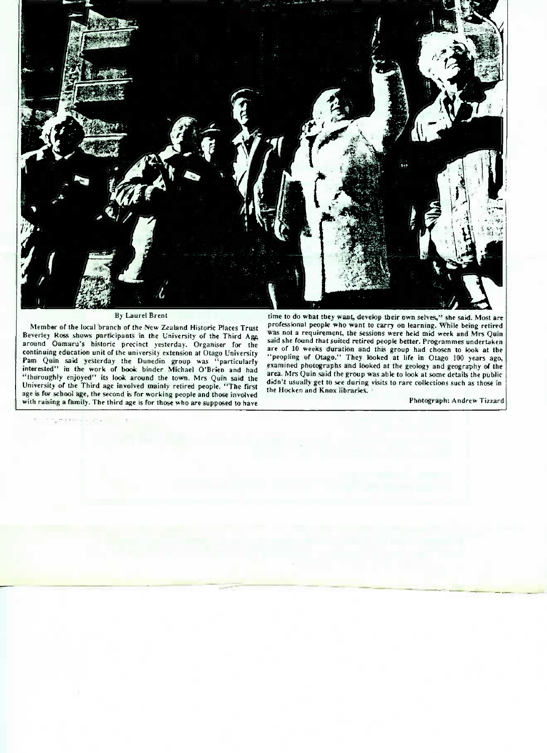By Laurel Brent

Member of the local branch of the New Zealand Historic Places Trust Beverley Ross shows participants in the University of the Third Age around Oamaru's historic precinct yesterday. Organiser for the continuing education unit of the university extension at Otago University Pam Quin said yesterday the Dunedin group was "particularly interested" in the work of book binder Michael O'Brien and had "thoroughly enjoyed" its look around the town. Mrs Quin said the University of the Third age involved mainly retired people. "The first age is for school age, the second is for working people and those involved with raising a family. The third age is for those who are supposed to have time to do what they want, develop their own selves," she said. Most are professional people who want to carry on learning. While being retired was not a requirement, the sessions were held mid week and Mrs Quin said she found that suited retired people better. Programmes undertaken are of 10 weeks duration and this group had chosen to look at the "peopling of Otago." They looked at life in Otago 100 years ago, examined photographs and looked at the geology and geography of the area. Mrs Quin said the group was able to look at some details the public didn't usually get to see during visits to rare collections such as those in the Hocken and Knox libraries.

Photograph: Andrew Tizzard